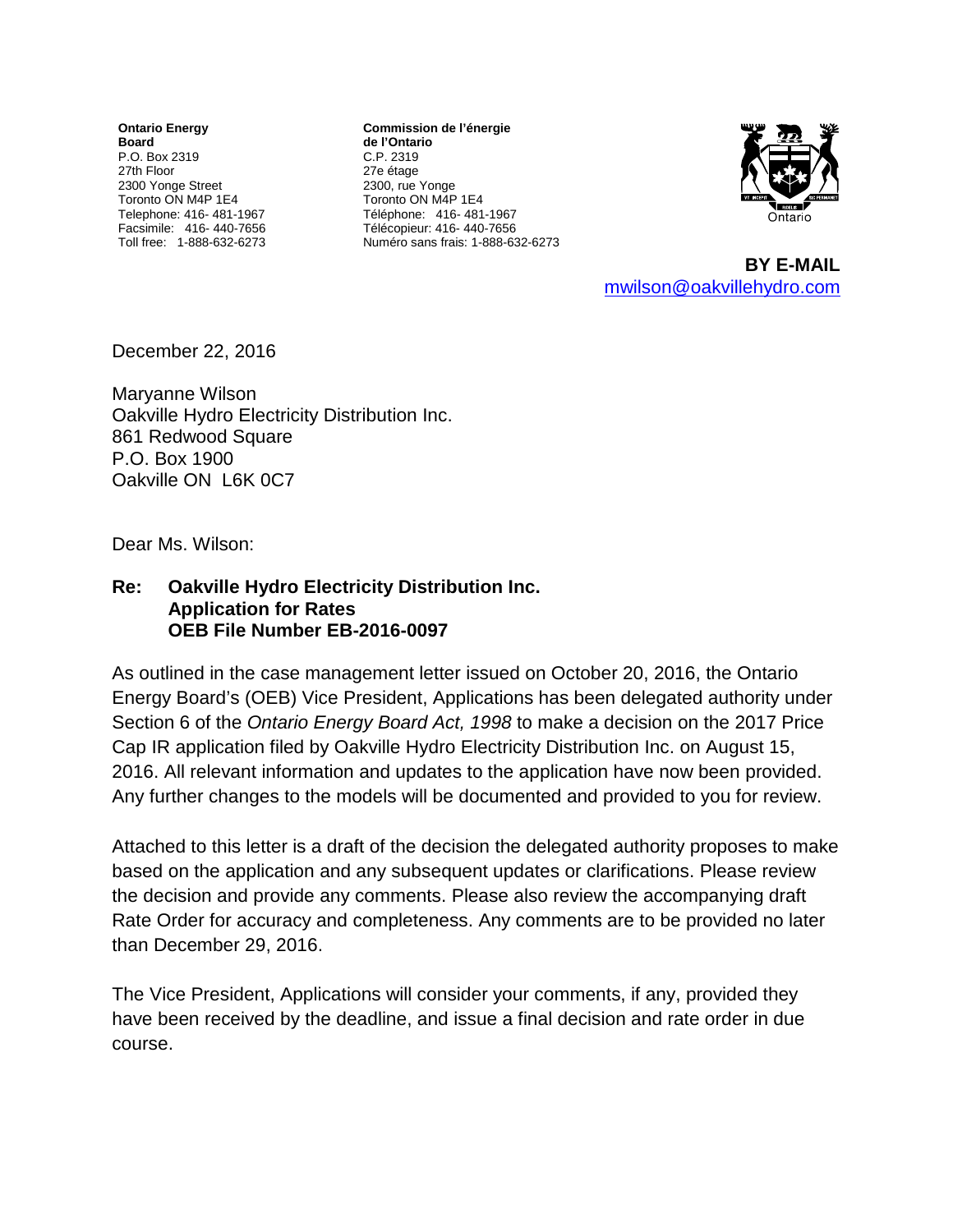**Ontario Energy Board**
P.O. Box 2319
27th Floor
2300 Yonge Street
Toronto ON M4P 1E4
Telephone: 416- 481-1967
Facsimile: 416- 440-7656
Toll free: 1-888-632-6273

**Commission de l'énergie de l'Ontario**
C.P. 2319
27e étage
2300, rue Yonge
Toronto ON M4P 1E4
Téléphone: 416- 481-1967
Télécopieur: 416- 440-7656
Numéro sans frais: 1-888-632-6273

**BY E-MAIL**
mwilson@oakvillehydro.com

December 22, 2016

Maryanne Wilson
Oakville Hydro Electricity Distribution Inc.
861 Redwood Square
P.O. Box 1900
Oakville ON L6K 0C7

Dear Ms. Wilson:

**Re: Oakville Hydro Electricity Distribution Inc.**
**Application for Rates**
**OEB File Number EB-2016-0097**

As outlined in the case management letter issued on October 20, 2016, the Ontario Energy Board's (OEB) Vice President, Applications has been delegated authority under Section 6 of the *Ontario Energy Board Act, 1998* to make a decision on the 2017 Price Cap IR application filed by Oakville Hydro Electricity Distribution Inc. on August 15, 2016. All relevant information and updates to the application have now been provided. Any further changes to the models will be documented and provided to you for review.

Attached to this letter is a draft of the decision the delegated authority proposes to make based on the application and any subsequent updates or clarifications. Please review the decision and provide any comments. Please also review the accompanying draft Rate Order for accuracy and completeness. Any comments are to be provided no later than December 29, 2016.

The Vice President, Applications will consider your comments, if any, provided they have been received by the deadline, and issue a final decision and rate order in due course.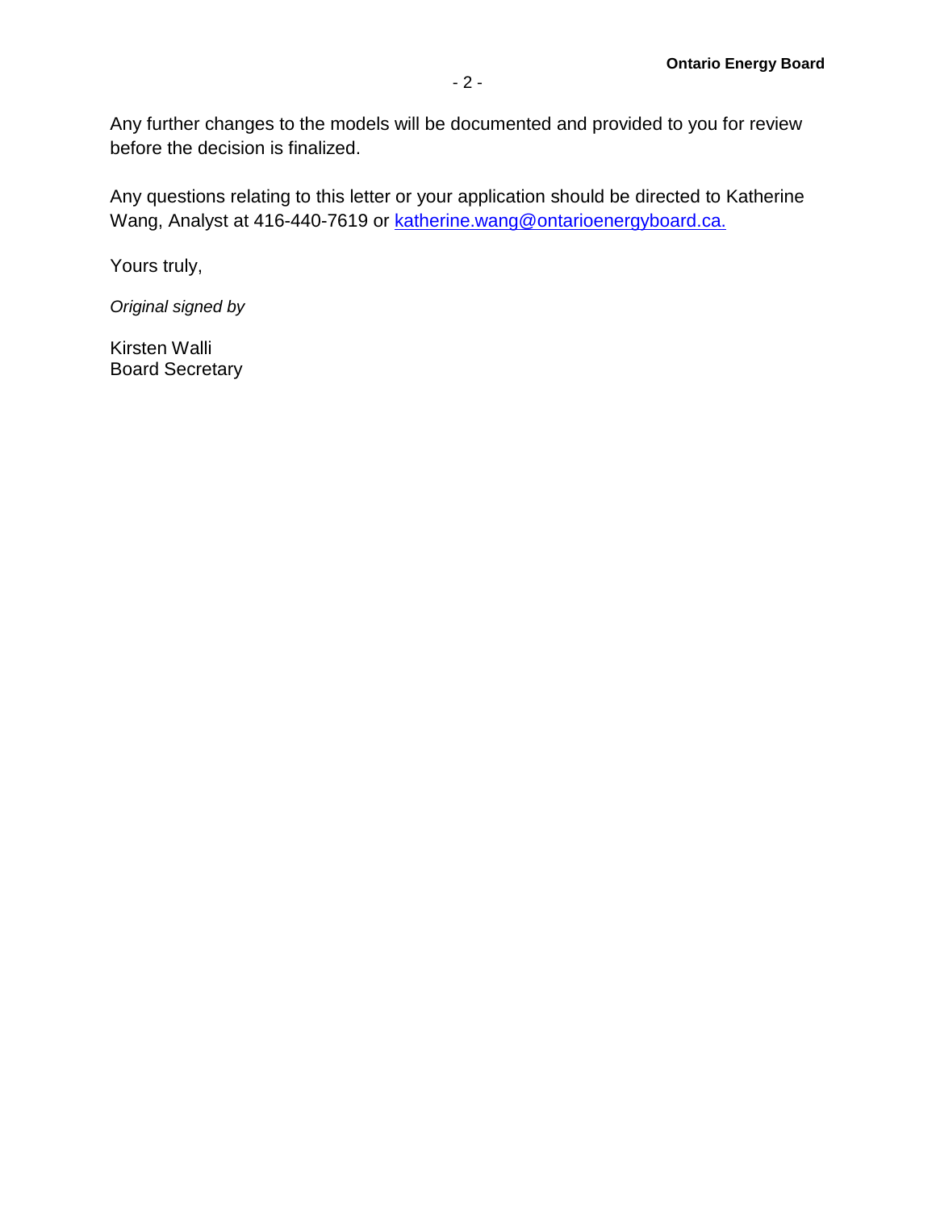Any further changes to the models will be documented and provided to you for review before the decision is finalized.

Any questions relating to this letter or your application should be directed to Katherine Wang, Analyst at 416-440-7619 or katherine.wang@ontarioenergyboard.ca.

Yours truly,

*Original signed by*

Kirsten Walli  
Board Secretary